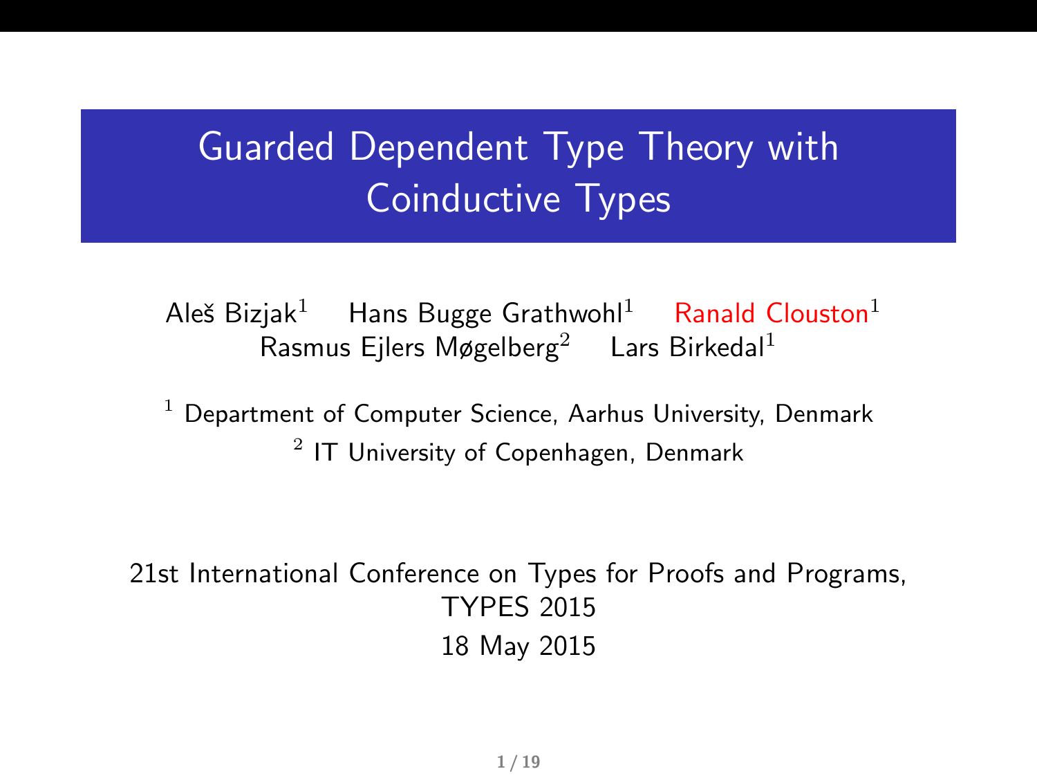# Guarded Dependent Type Theory with Coinductive Types

Aleš Bizjak[1] Hans Bugge Grathwohl[1] Ranald Clouston[1]
Rasmus Ejlers Møgelberg[2] Lars Birkedal[1]

[1] Department of Computer Science, Aarhus University, Denmark
[2] IT University of Copenhagen, Denmark

21st International Conference on Types for Proofs and Programs, TYPES 2015
18 May 2015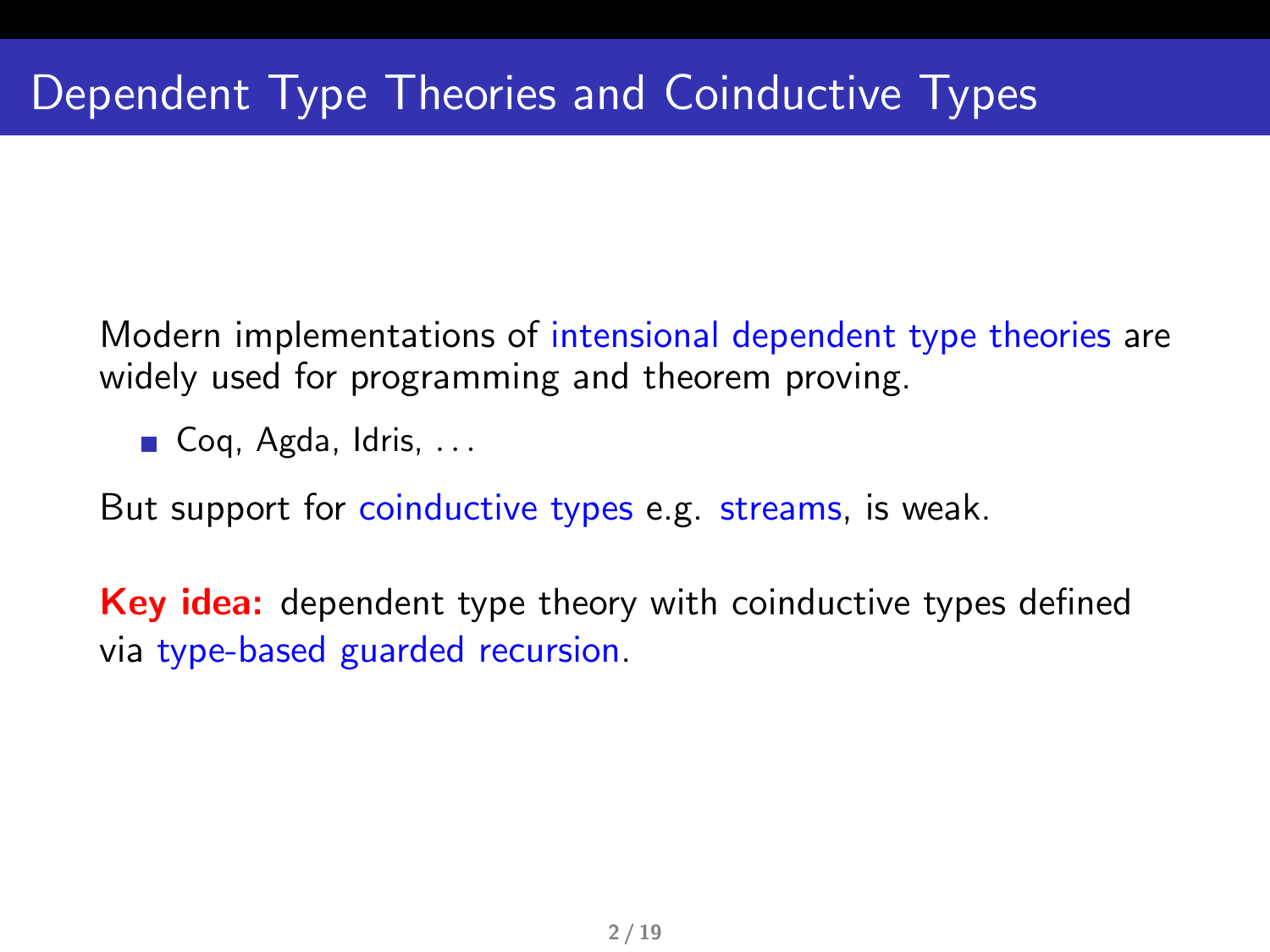# Dependent Type Theories and Coinductive Types

Modern implementations of intensional dependent type theories are widely used for programming and theorem proving.

- Coq, Agda, Idris, ...

But support for coinductive types e.g. streams, is weak.

**Key idea:** dependent type theory with coinductive types defined via type-based guarded recursion.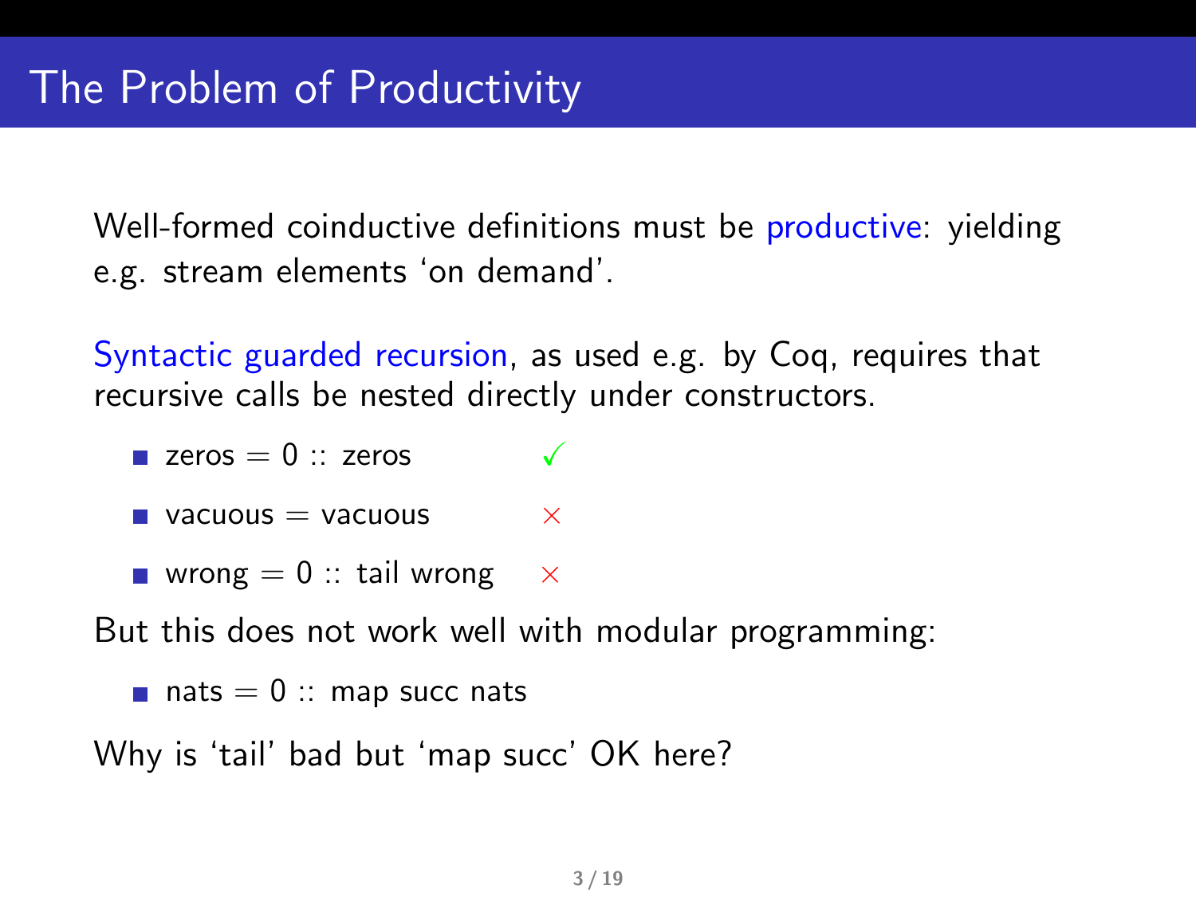# The Problem of Productivity

Well-formed coinductive definitions must be productive: yielding e.g. stream elements 'on demand'.

Syntactic guarded recursion, as used e.g. by Coq, requires that recursive calls be nested directly under constructors.

- zeros = 0 :: zeros ✓
- vacuous = vacuous ×
- wrong = 0 :: tail wrong ×

But this does not work well with modular programming:

- nats = 0 :: map succ nats

Why is 'tail' bad but 'map succ' OK here?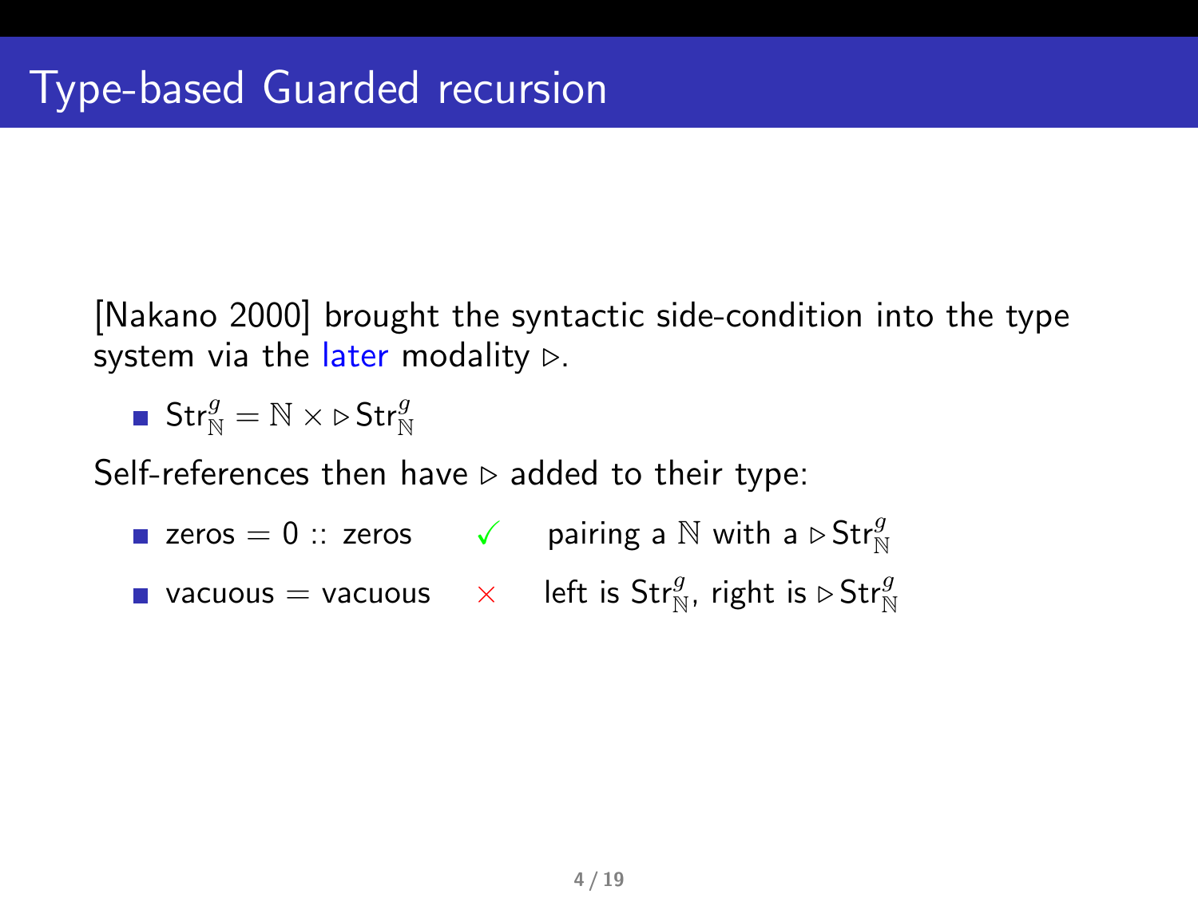# Type-based Guarded recursion

[Nakano 2000] brought the syntactic side-condition into the type system via the later modality $\triangleright$.

- $\mathsf{Str}^g_{\mathbb{N}} = \mathbb{N} \times \triangleright \mathsf{Str}^g_{\mathbb{N}}$

Self-references then have $\triangleright$ added to their type:

- zeros $=$ 0 :: zeros ✓ pairing a $\mathbb{N}$ with a $\triangleright \mathsf{Str}^g_{\mathbb{N}}$
- vacuous $=$ vacuous × left is $\mathsf{Str}^g_{\mathbb{N}}$, right is $\triangleright \mathsf{Str}^g_{\mathbb{N}}$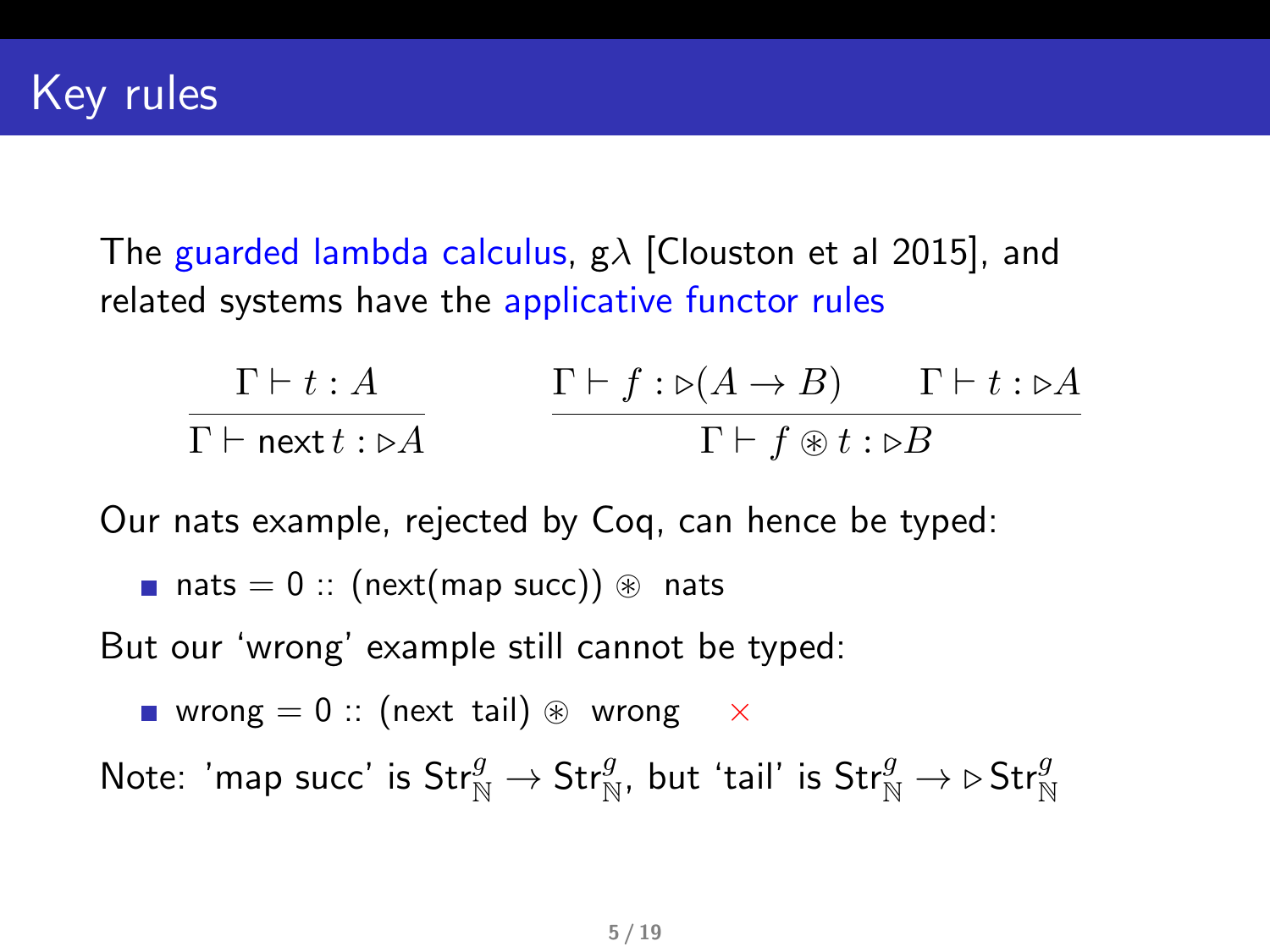# Key rules

The guarded lambda calculus, g$\lambda$ [Clouston et al 2015], and related systems have the applicative functor rules

$$\frac{\Gamma \vdash t : A}{\Gamma \vdash \mathsf{next}\, t : \triangleright A} \qquad \frac{\Gamma \vdash f : \triangleright(A \to B) \qquad \Gamma \vdash t : \triangleright A}{\Gamma \vdash f \circledast t : \triangleright B}$$

Our nats example, rejected by Coq, can hence be typed:

- nats $=$ 0 :: (next(map succ)) $\circledast$ nats

But our 'wrong' example still cannot be typed:

- wrong $=$ 0 :: (next tail) $\circledast$ wrong $\times$

Note: 'map succ' is $\mathsf{Str}^g_{\mathbb{N}} \to \mathsf{Str}^g_{\mathbb{N}}$, but 'tail' is $\mathsf{Str}^g_{\mathbb{N}} \to \triangleright \mathsf{Str}^g_{\mathbb{N}}$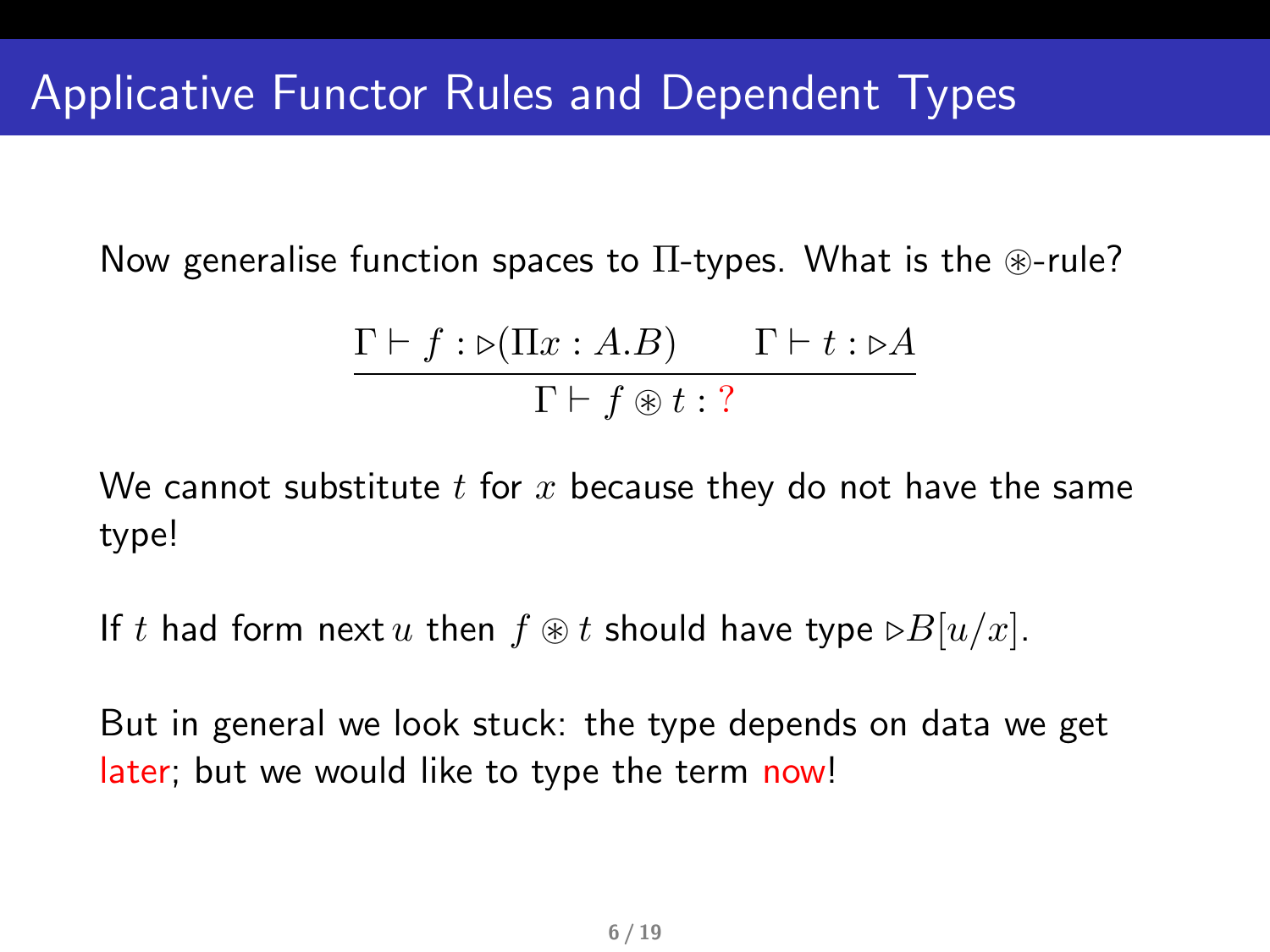# Applicative Functor Rules and Dependent Types

Now generalise function spaces to $\Pi$-types. What is the $\circledast$-rule?

$$\frac{\Gamma \vdash f : \triangleright(\Pi x : A.B) \qquad \Gamma \vdash t : \triangleright A}{\Gamma \vdash f \circledast t : \,?}$$

We cannot substitute $t$ for $x$ because they do not have the same type!

If $t$ had form $\mathsf{next}\, u$ then $f \circledast t$ should have type $\triangleright B[u/x]$.

But in general we look stuck: the type depends on data we get later; but we would like to type the term now!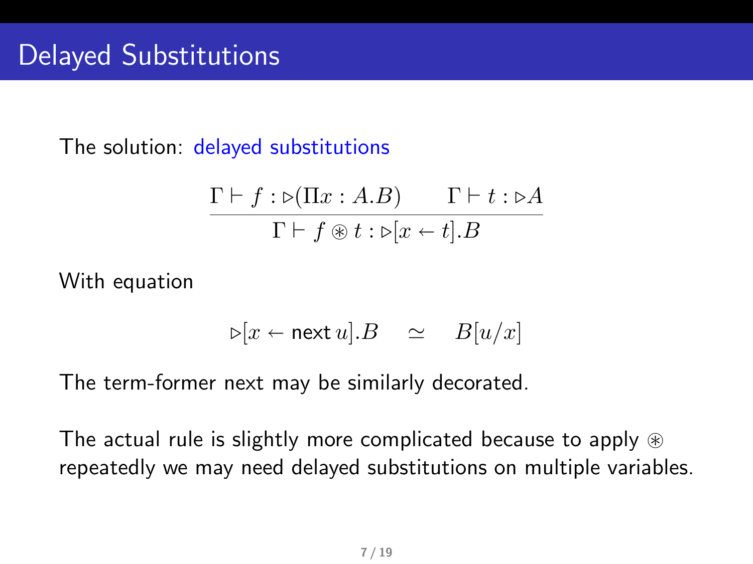# Delayed Substitutions

The solution: delayed substitutions

$$\frac{\Gamma \vdash f : \triangleright(\Pi x : A.B) \qquad \Gamma \vdash t : \triangleright A}{\Gamma \vdash f \circledast t : \triangleright[x \leftarrow t].B}$$

With equation

$$\triangleright[x \leftarrow \mathsf{next}\, u].B \quad \simeq \quad B[u/x]$$

The term-former next may be similarly decorated.

The actual rule is slightly more complicated because to apply $\circledast$ repeatedly we may need delayed substitutions on multiple variables.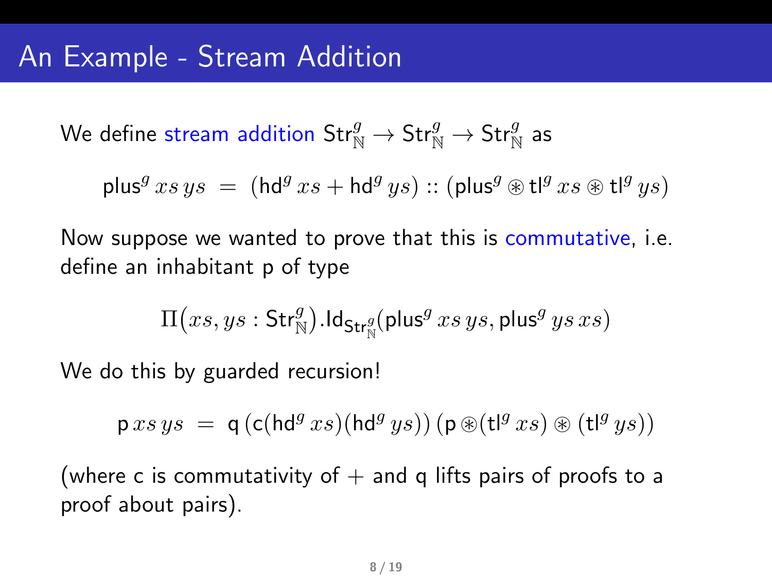# An Example - Stream Addition

We define stream addition $\mathsf{Str}^g_{\mathbb{N}} \to \mathsf{Str}^g_{\mathbb{N}} \to \mathsf{Str}^g_{\mathbb{N}}$ as

$$\mathsf{plus}^g\, xs\, ys \;=\; (\mathsf{hd}^g\, xs + \mathsf{hd}^g\, ys) :: (\mathsf{plus}^g \circledast \mathsf{tl}^g\, xs \circledast \mathsf{tl}^g\, ys)$$

Now suppose we wanted to prove that this is commutative, i.e. define an inhabitant p of type

$$\Pi\big(xs, ys : \mathsf{Str}^g_{\mathbb{N}}\big).\mathsf{Id}_{\mathsf{Str}^g_{\mathbb{N}}}(\mathsf{plus}^g\, xs\, ys, \mathsf{plus}^g\, ys\, xs)$$

We do this by guarded recursion!

$$\mathsf{p}\, xs\, ys \;=\; \mathsf{q}\,(\mathsf{c}(\mathsf{hd}^g\, xs)(\mathsf{hd}^g\, ys))\,(\mathsf{p} \circledast (\mathsf{tl}^g\, xs) \circledast (\mathsf{tl}^g\, ys))$$

(where c is commutativity of $+$ and q lifts pairs of proofs to a proof about pairs).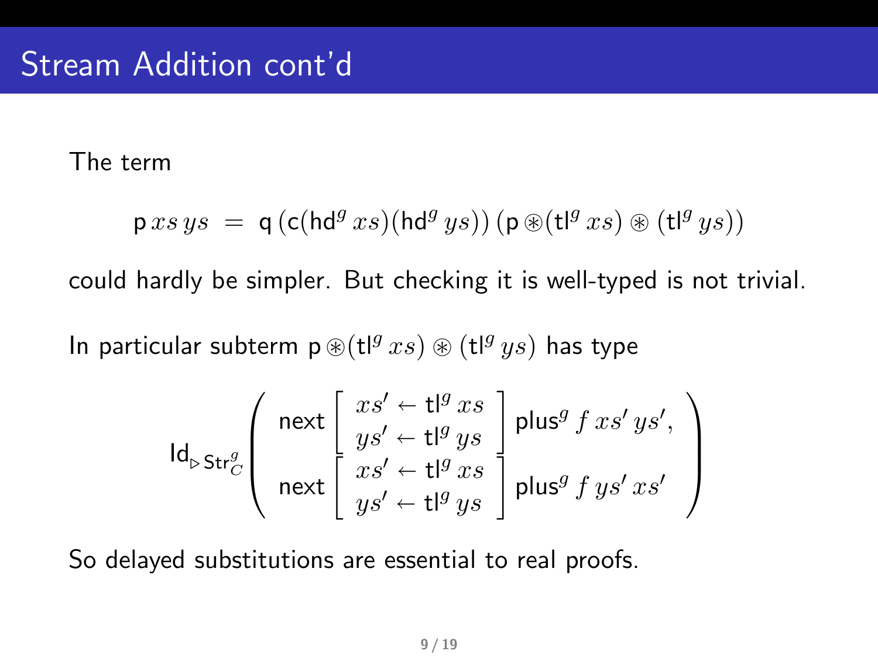## Stream Addition cont'd

The term

$$\mathsf{p}\, xs\, ys \;=\; \mathsf{q}\,(\mathsf{c}(\mathsf{hd}^g\, xs)(\mathsf{hd}^g\, ys))\,(\mathsf{p} \circledast (\mathsf{tl}^g\, xs) \circledast (\mathsf{tl}^g\, ys))$$

could hardly be simpler. But checking it is well-typed is not trivial.

In particular subterm $\mathsf{p} \circledast (\mathsf{tl}^g\, xs) \circledast (\mathsf{tl}^g\, ys)$ has type

$$\mathsf{Id}_{\triangleright\, \mathsf{Str}^g_C}\left( \begin{array}{l} \mathsf{next}\left[\begin{array}{l} xs' \leftarrow \mathsf{tl}^g\, xs \\ ys' \leftarrow \mathsf{tl}^g\, ys \end{array}\right] \mathsf{plus}^g\, f\, xs'\, ys', \\ \mathsf{next}\left[\begin{array}{l} xs' \leftarrow \mathsf{tl}^g\, xs \\ ys' \leftarrow \mathsf{tl}^g\, ys \end{array}\right] \mathsf{plus}^g\, f\, ys'\, xs' \end{array} \right)$$

So delayed substitutions are essential to real proofs.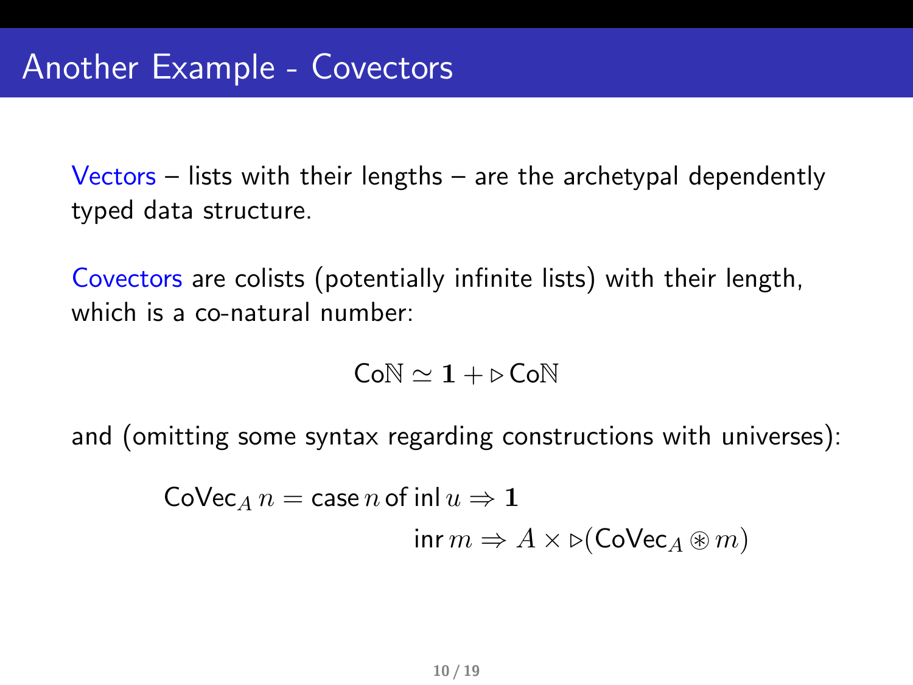# Another Example - Covectors

Vectors – lists with their lengths – are the archetypal dependently typed data structure.

Covectors are colists (potentially infinite lists) with their length, which is a co-natural number:

$$\mathsf{Co}\mathbb{N} \simeq \mathbf{1} + \triangleright \mathsf{Co}\mathbb{N}$$

and (omitting some syntax regarding constructions with universes):

$$\begin{aligned}
\mathsf{CoVec}_A\, n = \mathsf{case}\, n\, \mathsf{of}\; & \mathsf{inl}\, u \Rightarrow \mathbf{1} \\
& \mathsf{inr}\, m \Rightarrow A \times \triangleright(\mathsf{CoVec}_A \circledast m)
\end{aligned}$$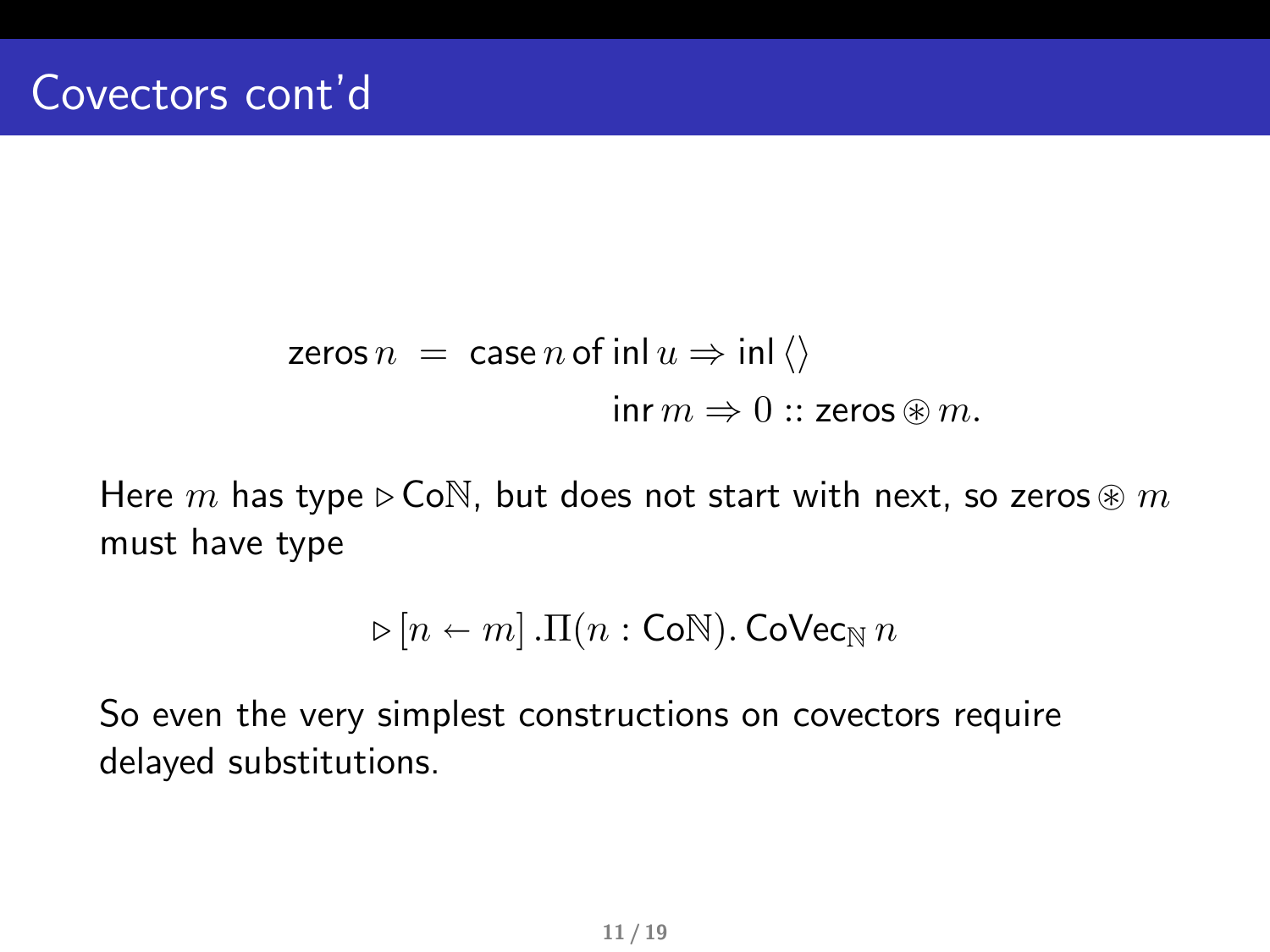# Covectors cont'd

$$\begin{aligned}
\mathsf{zeros}\, n \;=\; & \;\mathsf{case}\, n \,\mathsf{of}\, \mathsf{inl}\, u \Rightarrow \mathsf{inl}\, \langle\rangle \\
& \qquad\qquad\quad \mathsf{inr}\, m \Rightarrow 0 :: \mathsf{zeros} \circledast m.
\end{aligned}$$

Here $m$ has type $\triangleright \mathsf{Co}\mathbb{N}$, but does not start with next, so $\mathsf{zeros} \circledast m$ must have type

$$\triangleright [n \leftarrow m] \,.\Pi(n : \mathsf{Co}\mathbb{N}).\, \mathsf{CoVec}_{\mathbb{N}}\, n$$

So even the very simplest constructions on covectors require delayed substitutions.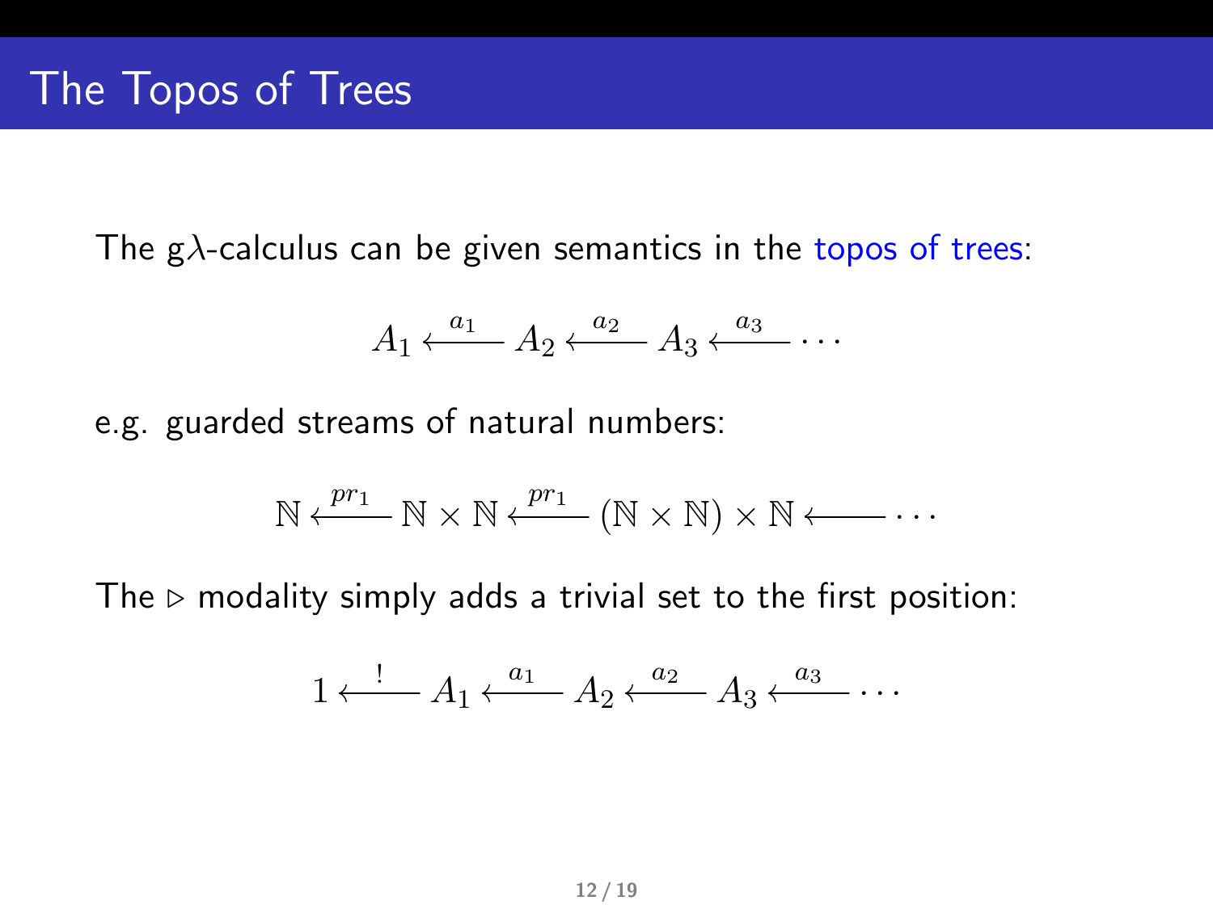# The Topos of Trees

The g$\lambda$-calculus can be given semantics in the topos of trees:

$$A_1 \xleftarrow{a_1} A_2 \xleftarrow{a_2} A_3 \xleftarrow{a_3} \cdots$$

e.g. guarded streams of natural numbers:

$$\mathbb{N} \xleftarrow{pr_1} \mathbb{N} \times \mathbb{N} \xleftarrow{pr_1} (\mathbb{N} \times \mathbb{N}) \times \mathbb{N} \longleftarrow \cdots$$

The $\triangleright$ modality simply adds a trivial set to the first position:

$$1 \xleftarrow{!} A_1 \xleftarrow{a_1} A_2 \xleftarrow{a_2} A_3 \xleftarrow{a_3} \cdots$$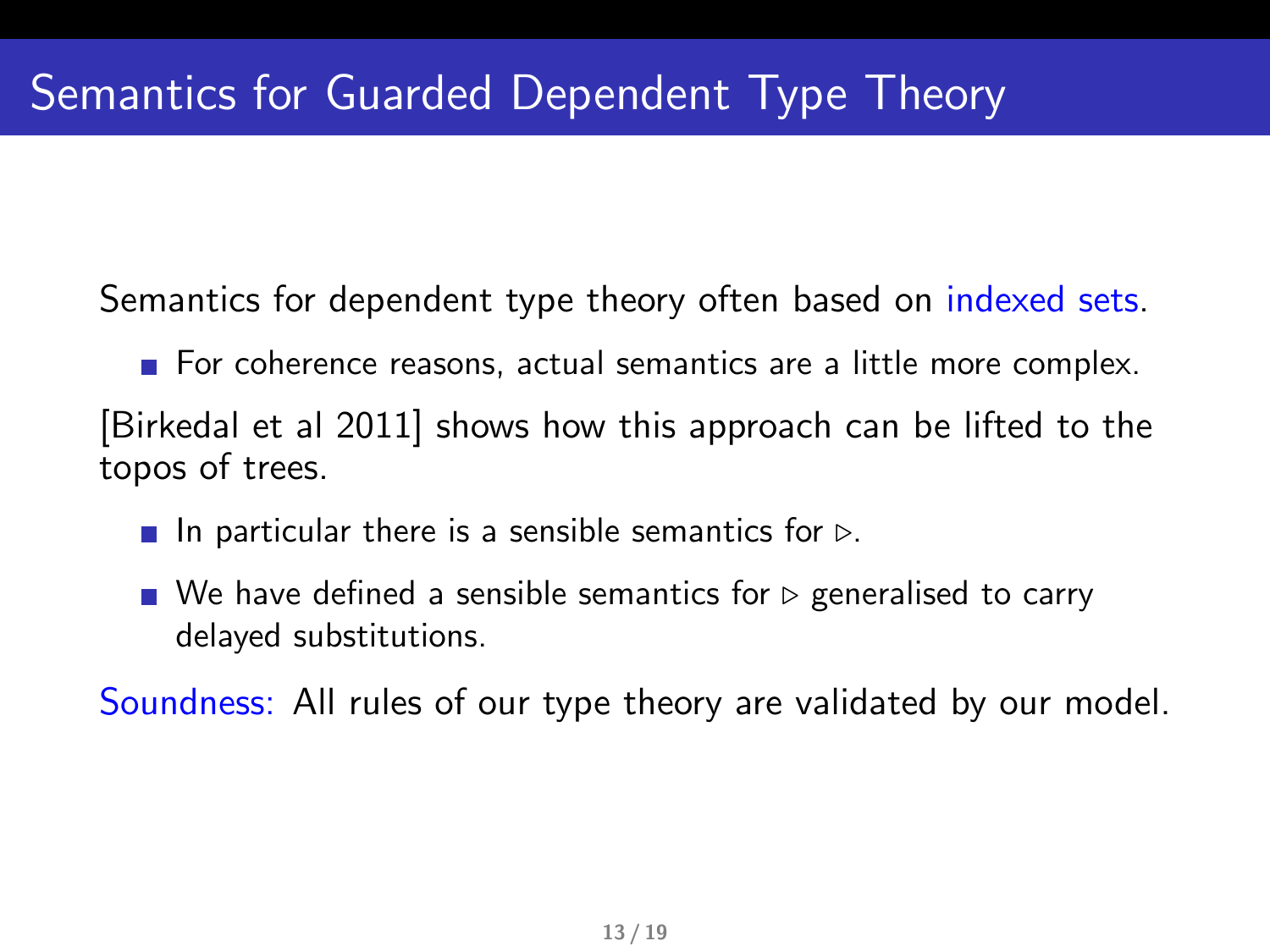# Semantics for Guarded Dependent Type Theory

Semantics for dependent type theory often based on indexed sets.

- For coherence reasons, actual semantics are a little more complex.

[Birkedal et al 2011] shows how this approach can be lifted to the topos of trees.

- In particular there is a sensible semantics for $\triangleright$.
- We have defined a sensible semantics for $\triangleright$ generalised to carry delayed substitutions.

Soundness: All rules of our type theory are validated by our model.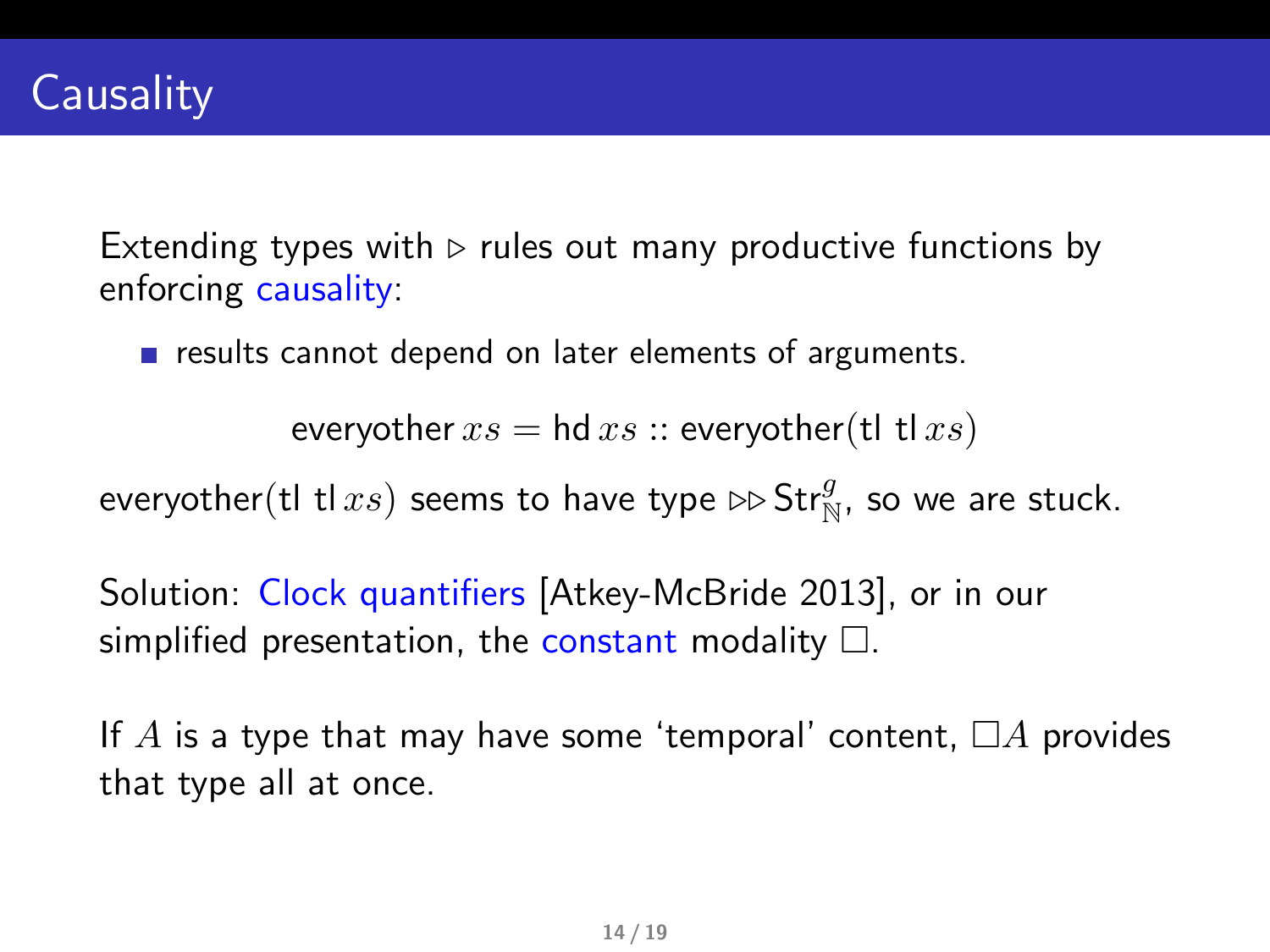# Causality

Extending types with $\triangleright$ rules out many productive functions by enforcing causality:

- results cannot depend on later elements of arguments.

$$\mathsf{everyother}\, xs = \mathsf{hd}\, xs :: \mathsf{everyother}(\mathsf{tl}\ \mathsf{tl}\, xs)$$

$\mathsf{everyother}(\mathsf{tl}\ \mathsf{tl}\, xs)$ seems to have type $\triangleright\triangleright \mathsf{Str}^g_{\mathbb{N}}$, so we are stuck.

Solution: Clock quantifiers [Atkey-McBride 2013], or in our simplified presentation, the constant modality $\square$.

If $A$ is a type that may have some 'temporal' content, $\square A$ provides that type all at once.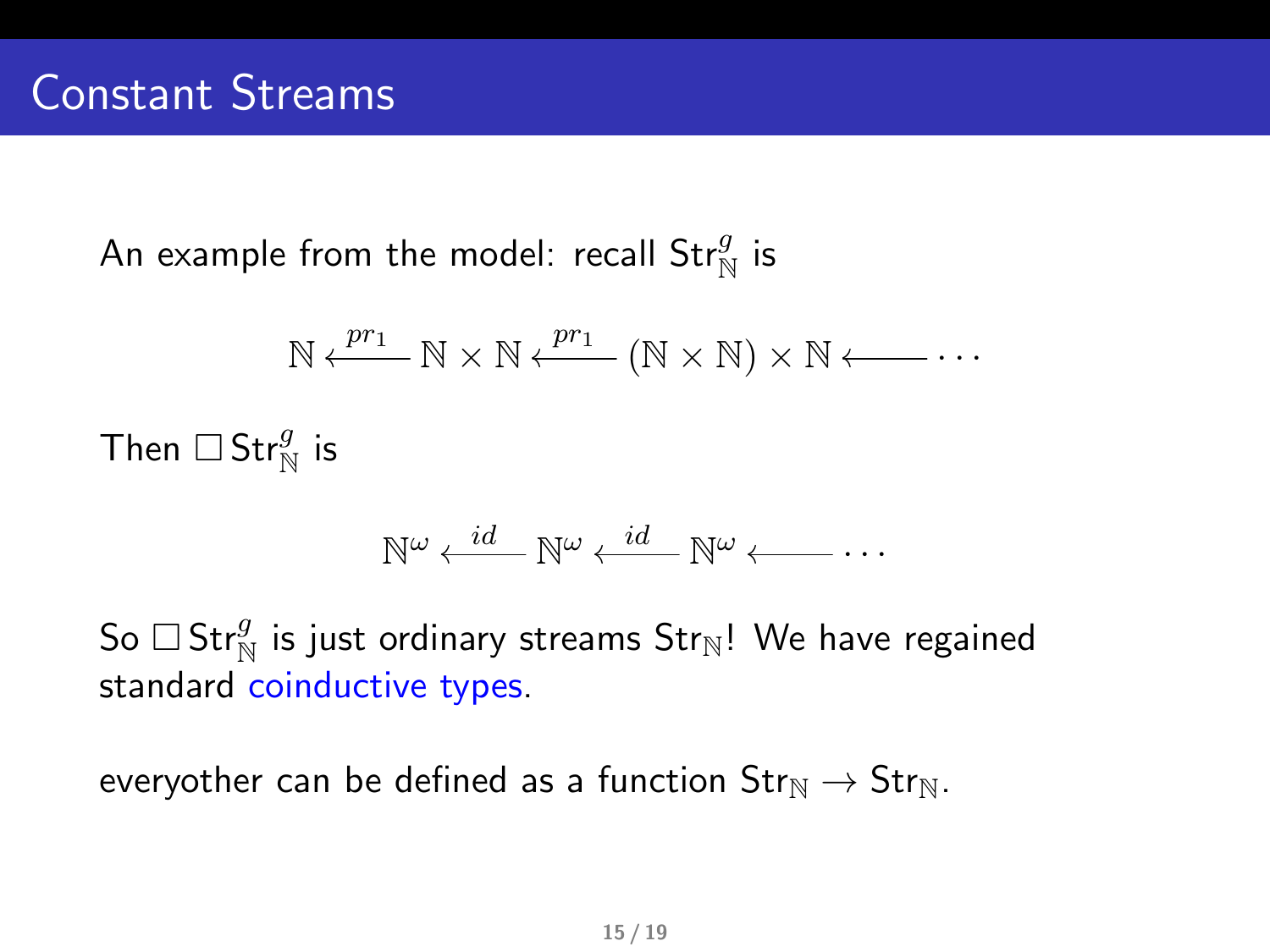# Constant Streams

An example from the model: recall $\mathsf{Str}^g_{\mathbb{N}}$ is

$$\mathbb{N} \xleftarrow{pr_1} \mathbb{N} \times \mathbb{N} \xleftarrow{pr_1} (\mathbb{N} \times \mathbb{N}) \times \mathbb{N} \longleftarrow \cdots$$

Then $\Box\,\mathsf{Str}^g_{\mathbb{N}}$ is

$$\mathbb{N}^\omega \xleftarrow{id} \mathbb{N}^\omega \xleftarrow{id} \mathbb{N}^\omega \longleftarrow \cdots$$

So $\Box\,\mathsf{Str}^g_{\mathbb{N}}$ is just ordinary streams $\mathsf{Str}_{\mathbb{N}}$! We have regained standard coinductive types.

everyother can be defined as a function $\mathsf{Str}_{\mathbb{N}} \to \mathsf{Str}_{\mathbb{N}}$.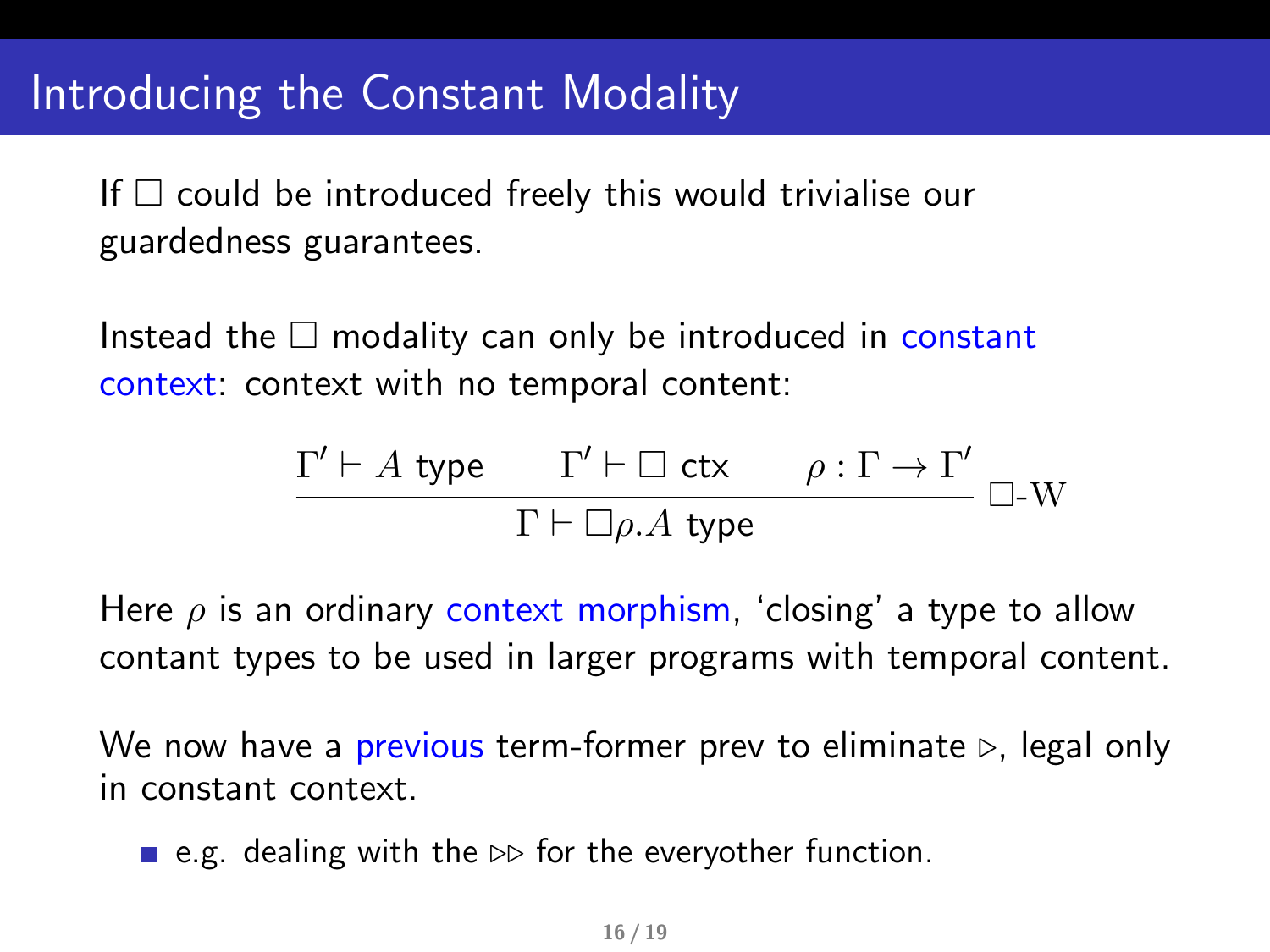# Introducing the Constant Modality

If $\Box$ could be introduced freely this would trivialise our guardedness guarantees.

Instead the $\Box$ modality can only be introduced in constant context: context with no temporal content:

$$\frac{\Gamma' \vdash A \text{ type} \qquad \Gamma' \vdash \Box \text{ ctx} \qquad \rho : \Gamma \to \Gamma'}{\Gamma \vdash \Box\rho.A \text{ type}} \; \Box\text{-W}$$

Here $\rho$ is an ordinary context morphism, 'closing' a type to allow contant types to be used in larger programs with temporal content.

We now have a previous term-former prev to eliminate $\triangleright$, legal only in constant context.

- e.g. dealing with the $\triangleright\triangleright$ for the everyother function.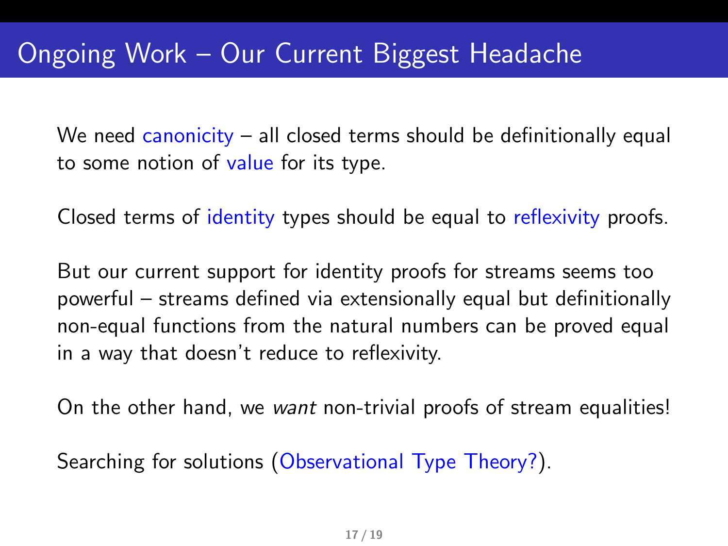# Ongoing Work – Our Current Biggest Headache

We need canonicity – all closed terms should be definitionally equal to some notion of value for its type.

Closed terms of identity types should be equal to reflexivity proofs.

But our current support for identity proofs for streams seems too powerful – streams defined via extensionally equal but definitionally non-equal functions from the natural numbers can be proved equal in a way that doesn't reduce to reflexivity.

On the other hand, we *want* non-trivial proofs of stream equalities!

Searching for solutions (Observational Type Theory?).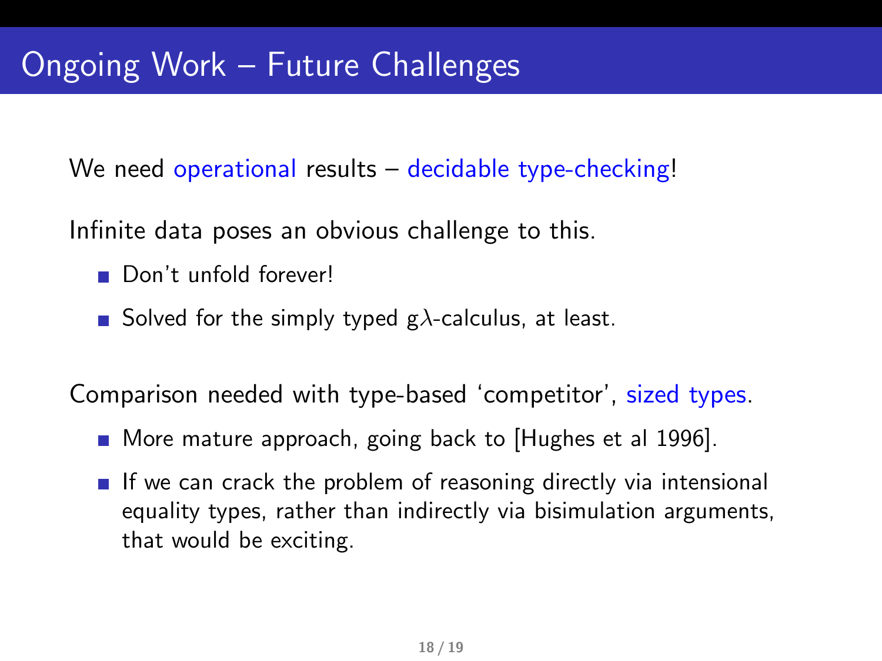# Ongoing Work – Future Challenges

We need operational results – decidable type-checking!

Infinite data poses an obvious challenge to this.

- Don't unfold forever!
- Solved for the simply typed g$\lambda$-calculus, at least.

Comparison needed with type-based 'competitor', sized types.

- More mature approach, going back to [Hughes et al 1996].
- If we can crack the problem of reasoning directly via intensional equality types, rather than indirectly via bisimulation arguments, that would be exciting.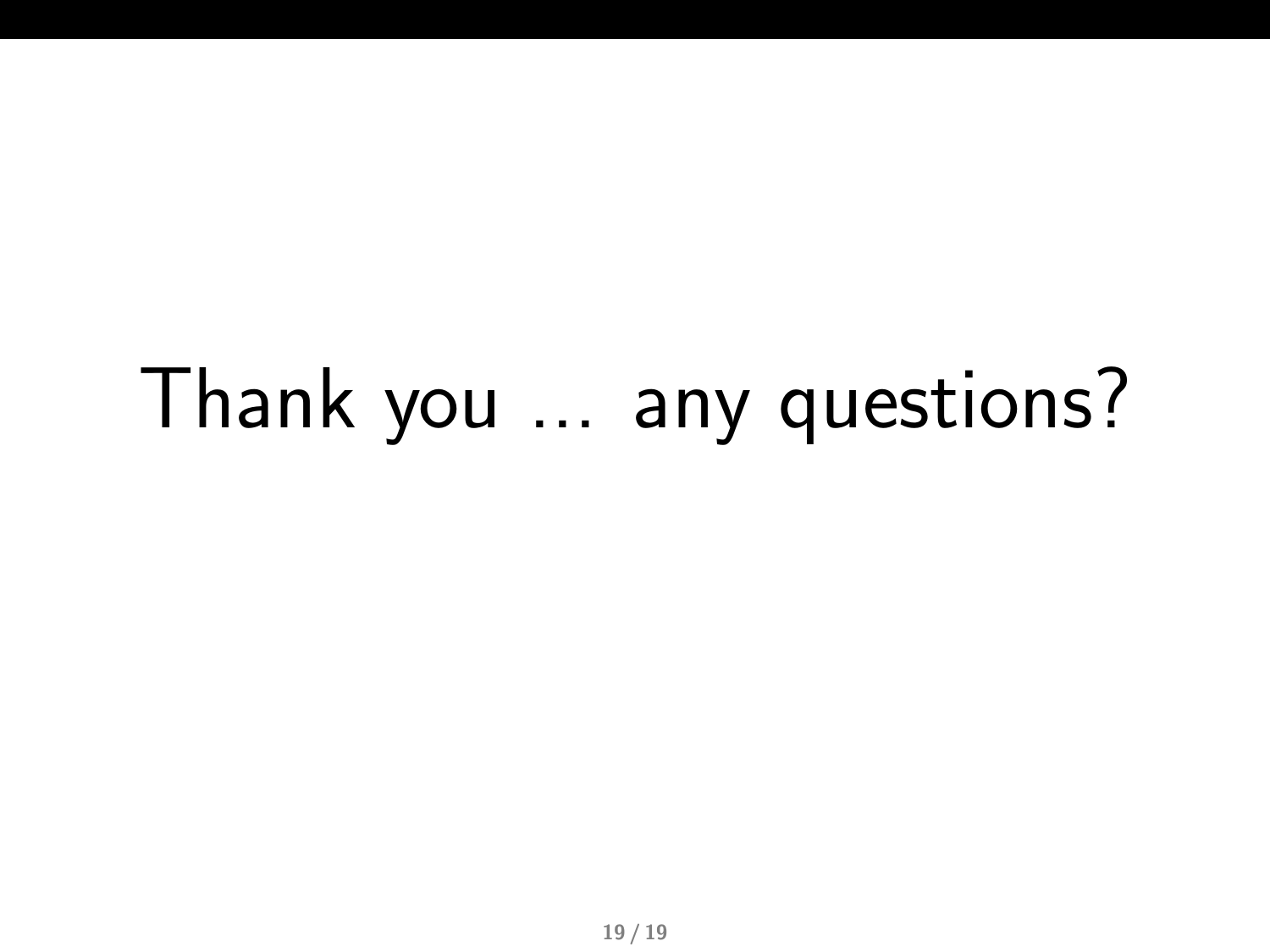Thank you ... any questions?